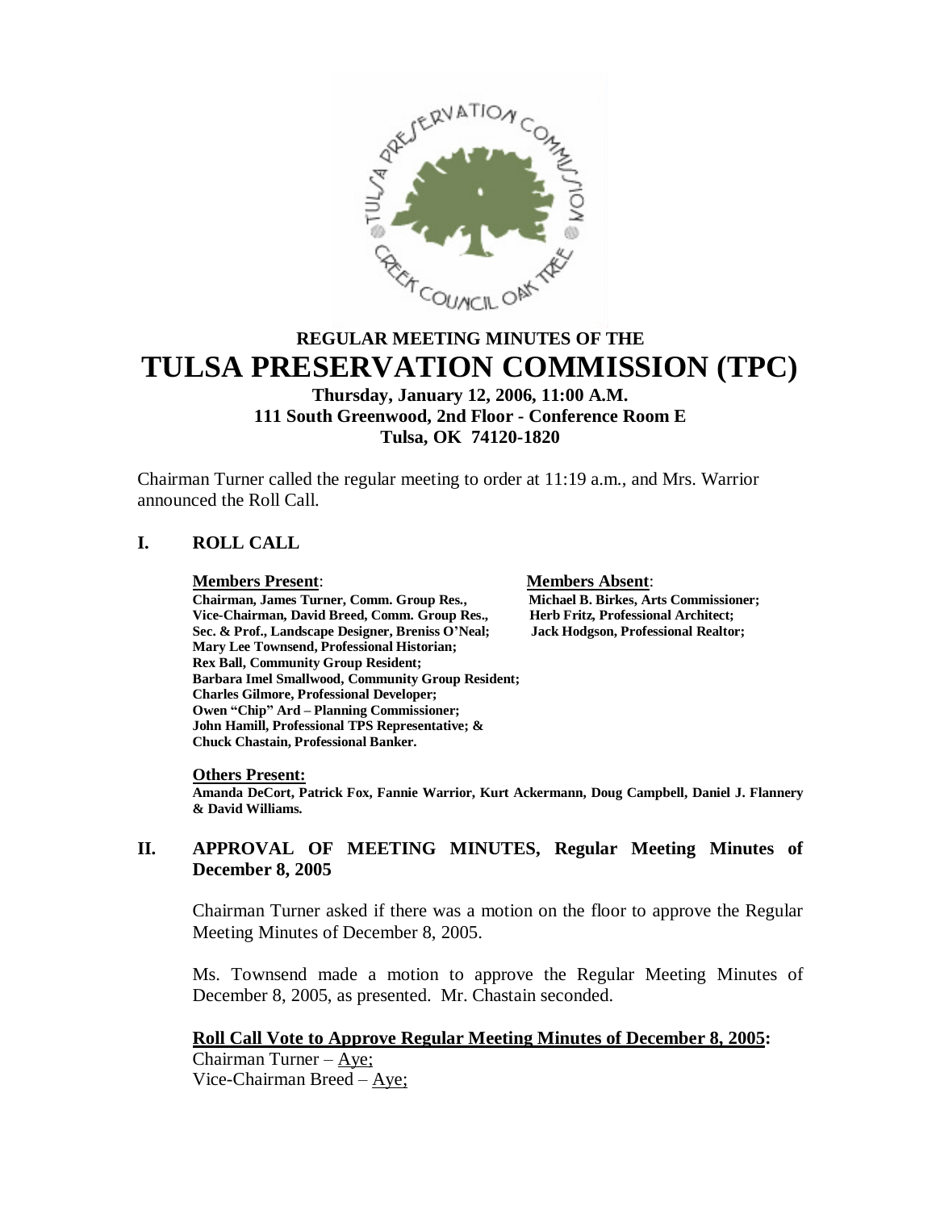# REGULAR MEETING MINUTES OF THE
# TULSA PRESERVATION COMMISSION (TPC)

**Thursday, January 12, 2006, 11:00 A.M.**
**111 South Greenwood, 2nd Floor - Conference Room E**
**Tulsa, OK 74120-1820**

Chairman Turner called the regular meeting to order at 11:19 a.m., and Mrs. Warrior announced the Roll Call.

## I. ROLL CALL

**Members Present**:

**Chairman, James Turner, Comm. Group Res.,**
**Vice-Chairman, David Breed, Comm. Group Res.,**
**Sec. & Prof., Landscape Designer, Breniss O'Neal;**
**Mary Lee Townsend, Professional Historian;**
**Rex Ball, Community Group Resident;**
**Barbara Imel Smallwood, Community Group Resident;**
**Charles Gilmore, Professional Developer;**
**Owen "Chip" Ard – Planning Commissioner;**
**John Hamill, Professional TPS Representative; &**
**Chuck Chastain, Professional Banker.**

**Members Absent**:

**Michael B. Birkes, Arts Commissioner;**
**Herb Fritz, Professional Architect;**
**Jack Hodgson, Professional Realtor;**

**Others Present:**

**Amanda DeCort, Patrick Fox, Fannie Warrior, Kurt Ackermann, Doug Campbell, Daniel J. Flannery & David Williams.**

## II. APPROVAL OF MEETING MINUTES, Regular Meeting Minutes of December 8, 2005

Chairman Turner asked if there was a motion on the floor to approve the Regular Meeting Minutes of December 8, 2005.

Ms. Townsend made a motion to approve the Regular Meeting Minutes of December 8, 2005, as presented. Mr. Chastain seconded.

**Roll Call Vote to Approve Regular Meeting Minutes of December 8, 2005:**

Chairman Turner – Aye;
Vice-Chairman Breed – Aye;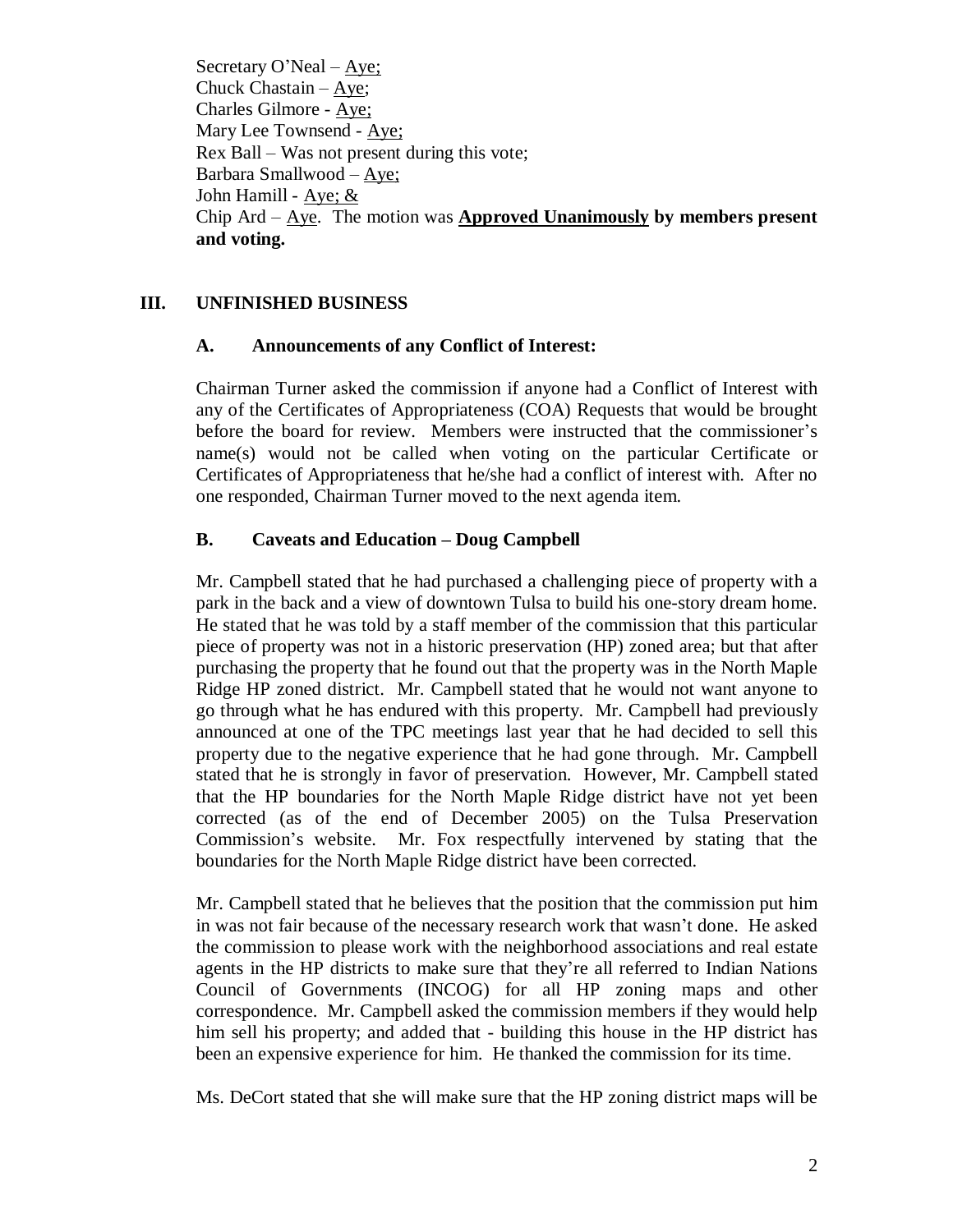Secretary O'Neal – Aye;
Chuck Chastain – Aye;
Charles Gilmore - Aye;
Mary Lee Townsend - Aye;
Rex Ball – Was not present during this vote;
Barbara Smallwood – Aye;
John Hamill - Aye; &
Chip Ard – Aye. The motion was **Approved Unanimously by members present and voting.**

## III. UNFINISHED BUSINESS

### A. Announcements of any Conflict of Interest:

Chairman Turner asked the commission if anyone had a Conflict of Interest with any of the Certificates of Appropriateness (COA) Requests that would be brought before the board for review. Members were instructed that the commissioner's name(s) would not be called when voting on the particular Certificate or Certificates of Appropriateness that he/she had a conflict of interest with. After no one responded, Chairman Turner moved to the next agenda item.

### B. Caveats and Education – Doug Campbell

Mr. Campbell stated that he had purchased a challenging piece of property with a park in the back and a view of downtown Tulsa to build his one-story dream home. He stated that he was told by a staff member of the commission that this particular piece of property was not in a historic preservation (HP) zoned area; but that after purchasing the property that he found out that the property was in the North Maple Ridge HP zoned district. Mr. Campbell stated that he would not want anyone to go through what he has endured with this property. Mr. Campbell had previously announced at one of the TPC meetings last year that he had decided to sell this property due to the negative experience that he had gone through. Mr. Campbell stated that he is strongly in favor of preservation. However, Mr. Campbell stated that the HP boundaries for the North Maple Ridge district have not yet been corrected (as of the end of December 2005) on the Tulsa Preservation Commission's website. Mr. Fox respectfully intervened by stating that the boundaries for the North Maple Ridge district have been corrected.

Mr. Campbell stated that he believes that the position that the commission put him in was not fair because of the necessary research work that wasn't done. He asked the commission to please work with the neighborhood associations and real estate agents in the HP districts to make sure that they're all referred to Indian Nations Council of Governments (INCOG) for all HP zoning maps and other correspondence. Mr. Campbell asked the commission members if they would help him sell his property; and added that - building this house in the HP district has been an expensive experience for him. He thanked the commission for its time.

Ms. DeCort stated that she will make sure that the HP zoning district maps will be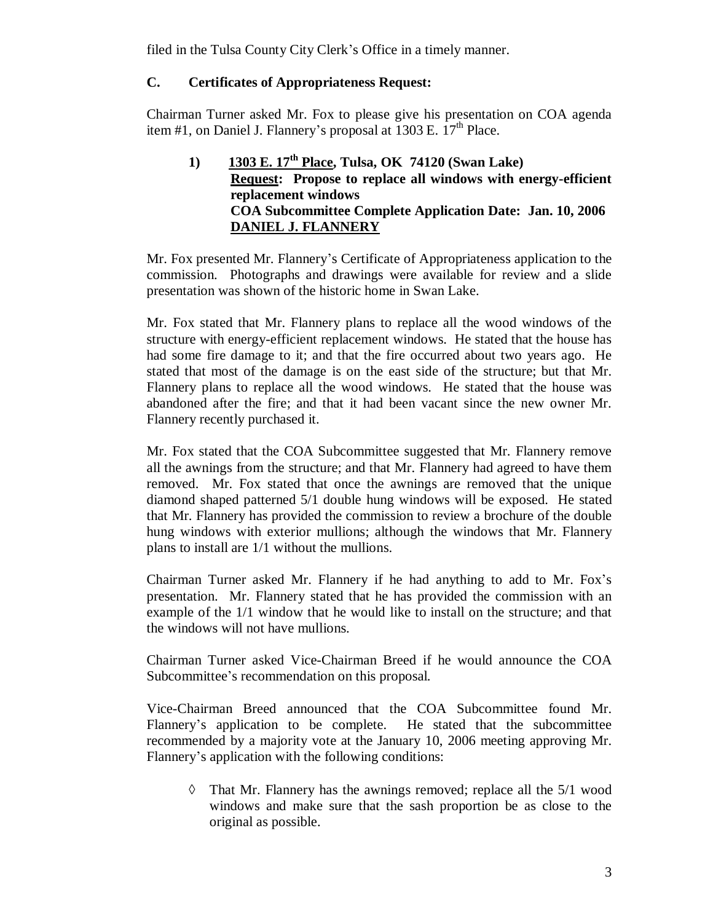filed in the Tulsa County City Clerk's Office in a timely manner.

## C. Certificates of Appropriateness Request:

Chairman Turner asked Mr. Fox to please give his presentation on COA agenda item #1, on Daniel J. Flannery's proposal at 1303 E. 17th Place.

### 1) 1303 E. 17th Place, Tulsa, OK 74120 (Swan Lake)

**Request: Propose to replace all windows with energy-efficient replacement windows**
**COA Subcommittee Complete Application Date: Jan. 10, 2006**
**DANIEL J. FLANNERY**

Mr. Fox presented Mr. Flannery's Certificate of Appropriateness application to the commission. Photographs and drawings were available for review and a slide presentation was shown of the historic home in Swan Lake.

Mr. Fox stated that Mr. Flannery plans to replace all the wood windows of the structure with energy-efficient replacement windows. He stated that the house has had some fire damage to it; and that the fire occurred about two years ago. He stated that most of the damage is on the east side of the structure; but that Mr. Flannery plans to replace all the wood windows. He stated that the house was abandoned after the fire; and that it had been vacant since the new owner Mr. Flannery recently purchased it.

Mr. Fox stated that the COA Subcommittee suggested that Mr. Flannery remove all the awnings from the structure; and that Mr. Flannery had agreed to have them removed. Mr. Fox stated that once the awnings are removed that the unique diamond shaped patterned 5/1 double hung windows will be exposed. He stated that Mr. Flannery has provided the commission to review a brochure of the double hung windows with exterior mullions; although the windows that Mr. Flannery plans to install are 1/1 without the mullions.

Chairman Turner asked Mr. Flannery if he had anything to add to Mr. Fox's presentation. Mr. Flannery stated that he has provided the commission with an example of the 1/1 window that he would like to install on the structure; and that the windows will not have mullions.

Chairman Turner asked Vice-Chairman Breed if he would announce the COA Subcommittee's recommendation on this proposal.

Vice-Chairman Breed announced that the COA Subcommittee found Mr. Flannery's application to be complete. He stated that the subcommittee recommended by a majority vote at the January 10, 2006 meeting approving Mr. Flannery's application with the following conditions:

- That Mr. Flannery has the awnings removed; replace all the 5/1 wood windows and make sure that the sash proportion be as close to the original as possible.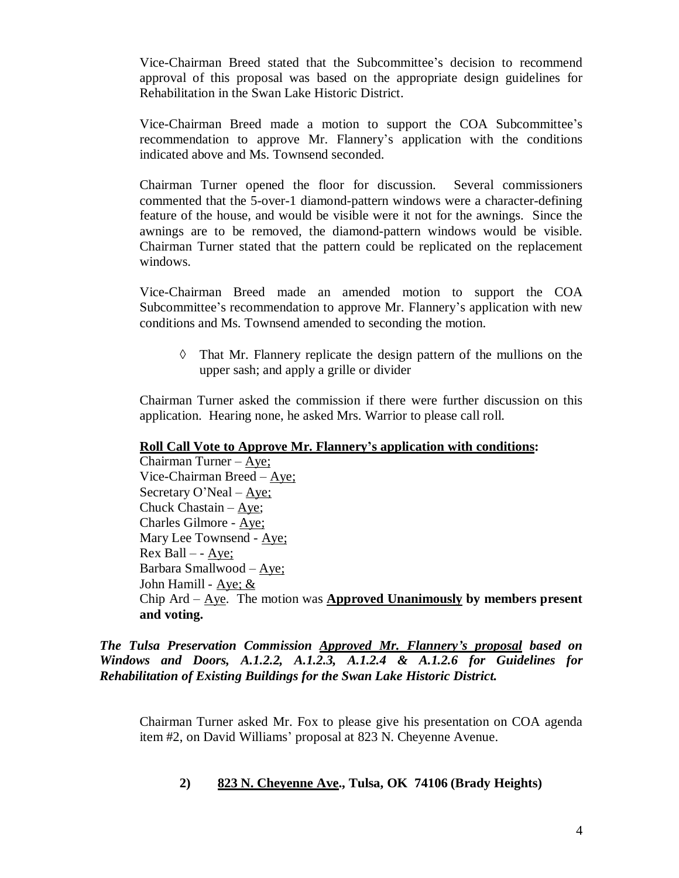Vice-Chairman Breed stated that the Subcommittee's decision to recommend approval of this proposal was based on the appropriate design guidelines for Rehabilitation in the Swan Lake Historic District.

Vice-Chairman Breed made a motion to support the COA Subcommittee's recommendation to approve Mr. Flannery's application with the conditions indicated above and Ms. Townsend seconded.

Chairman Turner opened the floor for discussion. Several commissioners commented that the 5-over-1 diamond-pattern windows were a character-defining feature of the house, and would be visible were it not for the awnings. Since the awnings are to be removed, the diamond-pattern windows would be visible. Chairman Turner stated that the pattern could be replicated on the replacement windows.

Vice-Chairman Breed made an amended motion to support the COA Subcommittee's recommendation to approve Mr. Flannery's application with new conditions and Ms. Townsend amended to seconding the motion.

- ◊ That Mr. Flannery replicate the design pattern of the mullions on the upper sash; and apply a grille or divider

Chairman Turner asked the commission if there were further discussion on this application. Hearing none, he asked Mrs. Warrior to please call roll.

**Roll Call Vote to Approve Mr. Flannery's application with conditions:**

Chairman Turner – Aye;
Vice-Chairman Breed – Aye;
Secretary O'Neal – Aye;
Chuck Chastain – Aye;
Charles Gilmore - Aye;
Mary Lee Townsend - Aye;
Rex Ball – - Aye;
Barbara Smallwood – Aye;
John Hamill - Aye; &
Chip Ard – Aye. The motion was **Approved Unanimously by members present and voting.**

***The Tulsa Preservation Commission Approved Mr. Flannery's proposal based on Windows and Doors, A.1.2.2, A.1.2.3, A.1.2.4 & A.1.2.6 for Guidelines for Rehabilitation of Existing Buildings for the Swan Lake Historic District.***

Chairman Turner asked Mr. Fox to please give his presentation on COA agenda item #2, on David Williams' proposal at 823 N. Cheyenne Avenue.

**2) 823 N. Cheyenne Ave., Tulsa, OK 74106 (Brady Heights)**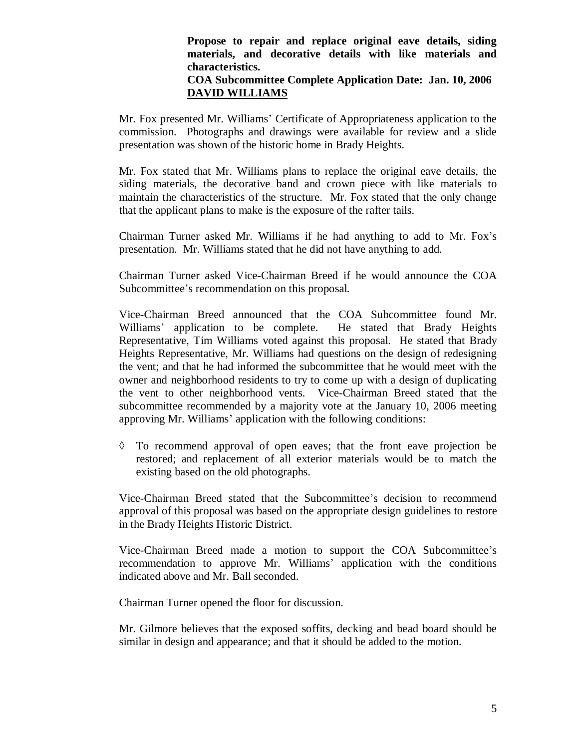**Propose to repair and replace original eave details, siding materials, and decorative details with like materials and characteristics.**
**COA Subcommittee Complete Application Date: Jan. 10, 2006**
**<u>DAVID WILLIAMS</u>**

Mr. Fox presented Mr. Williams' Certificate of Appropriateness application to the commission. Photographs and drawings were available for review and a slide presentation was shown of the historic home in Brady Heights.

Mr. Fox stated that Mr. Williams plans to replace the original eave details, the siding materials, the decorative band and crown piece with like materials to maintain the characteristics of the structure. Mr. Fox stated that the only change that the applicant plans to make is the exposure of the rafter tails.

Chairman Turner asked Mr. Williams if he had anything to add to Mr. Fox's presentation. Mr. Williams stated that he did not have anything to add.

Chairman Turner asked Vice-Chairman Breed if he would announce the COA Subcommittee's recommendation on this proposal.

Vice-Chairman Breed announced that the COA Subcommittee found Mr. Williams' application to be complete. He stated that Brady Heights Representative, Tim Williams voted against this proposal. He stated that Brady Heights Representative, Mr. Williams had questions on the design of redesigning the vent; and that he had informed the subcommittee that he would meet with the owner and neighborhood residents to try to come up with a design of duplicating the vent to other neighborhood vents. Vice-Chairman Breed stated that the subcommittee recommended by a majority vote at the January 10, 2006 meeting approving Mr. Williams' application with the following conditions:

◊ To recommend approval of open eaves; that the front eave projection be restored; and replacement of all exterior materials would be to match the existing based on the old photographs.

Vice-Chairman Breed stated that the Subcommittee's decision to recommend approval of this proposal was based on the appropriate design guidelines to restore in the Brady Heights Historic District.

Vice-Chairman Breed made a motion to support the COA Subcommittee's recommendation to approve Mr. Williams' application with the conditions indicated above and Mr. Ball seconded.

Chairman Turner opened the floor for discussion.

Mr. Gilmore believes that the exposed soffits, decking and bead board should be similar in design and appearance; and that it should be added to the motion.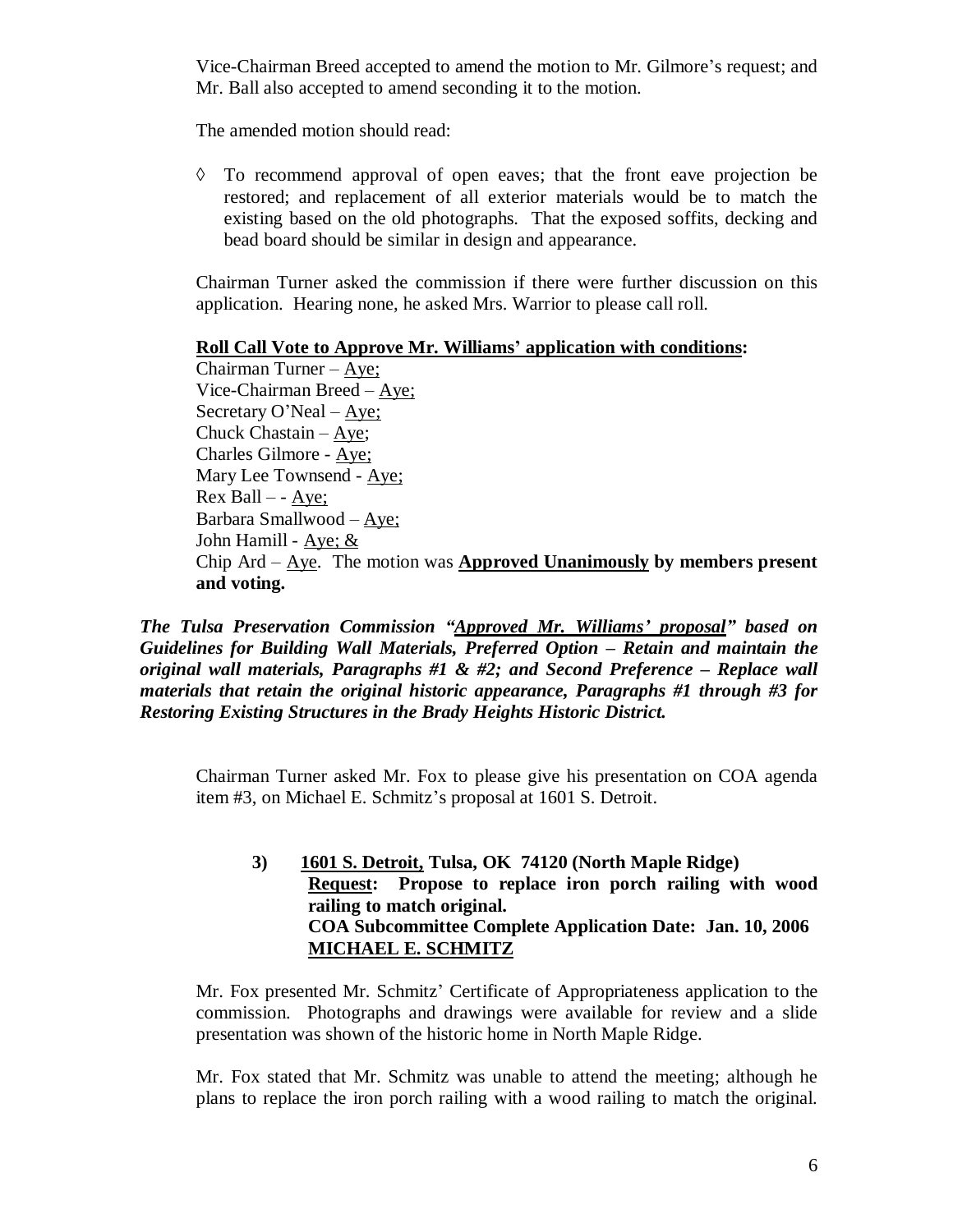Vice-Chairman Breed accepted to amend the motion to Mr. Gilmore's request; and Mr. Ball also accepted to amend seconding it to the motion.

The amended motion should read:

◊ To recommend approval of open eaves; that the front eave projection be restored; and replacement of all exterior materials would be to match the existing based on the old photographs. That the exposed soffits, decking and bead board should be similar in design and appearance.

Chairman Turner asked the commission if there were further discussion on this application. Hearing none, he asked Mrs. Warrior to please call roll.

**Roll Call Vote to Approve Mr. Williams' application with conditions:**

Chairman Turner – Aye;
Vice-Chairman Breed – Aye;
Secretary O'Neal – Aye;
Chuck Chastain – Aye;
Charles Gilmore - Aye;
Mary Lee Townsend - Aye;
Rex Ball – - Aye;
Barbara Smallwood – Aye;
John Hamill - Aye; &
Chip Ard – Aye. The motion was **Approved Unanimously by members present and voting.**

***The Tulsa Preservation Commission "Approved Mr. Williams' proposal" based on Guidelines for Building Wall Materials, Preferred Option – Retain and maintain the original wall materials, Paragraphs #1 & #2; and Second Preference – Replace wall materials that retain the original historic appearance, Paragraphs #1 through #3 for Restoring Existing Structures in the Brady Heights Historic District.***

Chairman Turner asked Mr. Fox to please give his presentation on COA agenda item #3, on Michael E. Schmitz's proposal at 1601 S. Detroit.

**3) 1601 S. Detroit, Tulsa, OK 74120 (North Maple Ridge)**
**Request: Propose to replace iron porch railing with wood railing to match original.**
**COA Subcommittee Complete Application Date: Jan. 10, 2006**
**MICHAEL E. SCHMITZ**

Mr. Fox presented Mr. Schmitz' Certificate of Appropriateness application to the commission. Photographs and drawings were available for review and a slide presentation was shown of the historic home in North Maple Ridge.

Mr. Fox stated that Mr. Schmitz was unable to attend the meeting; although he plans to replace the iron porch railing with a wood railing to match the original.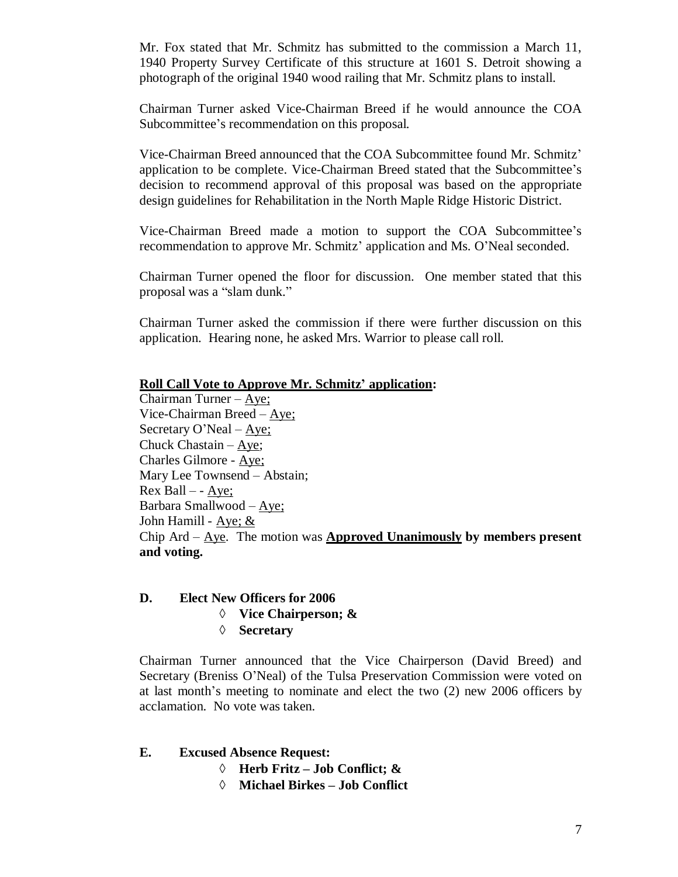Mr. Fox stated that Mr. Schmitz has submitted to the commission a March 11, 1940 Property Survey Certificate of this structure at 1601 S. Detroit showing a photograph of the original 1940 wood railing that Mr. Schmitz plans to install.

Chairman Turner asked Vice-Chairman Breed if he would announce the COA Subcommittee's recommendation on this proposal.

Vice-Chairman Breed announced that the COA Subcommittee found Mr. Schmitz' application to be complete. Vice-Chairman Breed stated that the Subcommittee's decision to recommend approval of this proposal was based on the appropriate design guidelines for Rehabilitation in the North Maple Ridge Historic District.

Vice-Chairman Breed made a motion to support the COA Subcommittee's recommendation to approve Mr. Schmitz' application and Ms. O'Neal seconded.

Chairman Turner opened the floor for discussion. One member stated that this proposal was a "slam dunk."

Chairman Turner asked the commission if there were further discussion on this application. Hearing none, he asked Mrs. Warrior to please call roll.

**Roll Call Vote to Approve Mr. Schmitz' application:**

Chairman Turner – Aye;
Vice-Chairman Breed – Aye;
Secretary O'Neal – Aye;
Chuck Chastain – Aye;
Charles Gilmore - Aye;
Mary Lee Townsend – Abstain;
Rex Ball – - Aye;
Barbara Smallwood – Aye;
John Hamill - Aye; &
Chip Ard – Aye. The motion was **Approved Unanimously by members present and voting.**

**D. Elect New Officers for 2006**

- **Vice Chairperson; &**
- **Secretary**

Chairman Turner announced that the Vice Chairperson (David Breed) and Secretary (Breniss O'Neal) of the Tulsa Preservation Commission were voted on at last month's meeting to nominate and elect the two (2) new 2006 officers by acclamation. No vote was taken.

**E. Excused Absence Request:**

- **Herb Fritz – Job Conflict; &**
- **Michael Birkes – Job Conflict**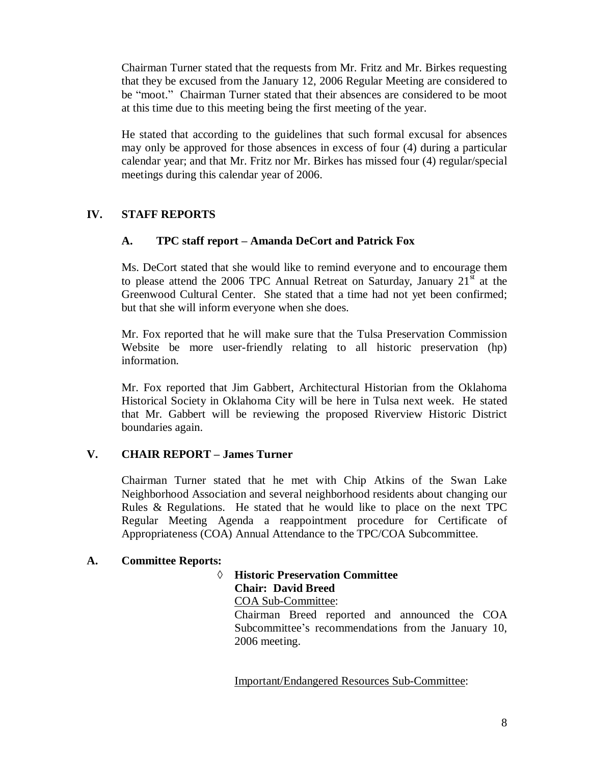Chairman Turner stated that the requests from Mr. Fritz and Mr. Birkes requesting that they be excused from the January 12, 2006 Regular Meeting are considered to be "moot." Chairman Turner stated that their absences are considered to be moot at this time due to this meeting being the first meeting of the year.

He stated that according to the guidelines that such formal excusal for absences may only be approved for those absences in excess of four (4) during a particular calendar year; and that Mr. Fritz nor Mr. Birkes has missed four (4) regular/special meetings during this calendar year of 2006.

## IV. STAFF REPORTS

### A. TPC staff report – Amanda DeCort and Patrick Fox

Ms. DeCort stated that she would like to remind everyone and to encourage them to please attend the 2006 TPC Annual Retreat on Saturday, January 21st at the Greenwood Cultural Center. She stated that a time had not yet been confirmed; but that she will inform everyone when she does.

Mr. Fox reported that he will make sure that the Tulsa Preservation Commission Website be more user-friendly relating to all historic preservation (hp) information.

Mr. Fox reported that Jim Gabbert, Architectural Historian from the Oklahoma Historical Society in Oklahoma City will be here in Tulsa next week. He stated that Mr. Gabbert will be reviewing the proposed Riverview Historic District boundaries again.

## V. CHAIR REPORT – James Turner

Chairman Turner stated that he met with Chip Atkins of the Swan Lake Neighborhood Association and several neighborhood residents about changing our Rules & Regulations. He stated that he would like to place on the next TPC Regular Meeting Agenda a reappointment procedure for Certificate of Appropriateness (COA) Annual Attendance to the TPC/COA Subcommittee.

### A. Committee Reports:

- **Historic Preservation Committee**
  **Chair: David Breed**

  COA Sub-Committee:

  Chairman Breed reported and announced the COA Subcommittee's recommendations from the January 10, 2006 meeting.

  Important/Endangered Resources Sub-Committee: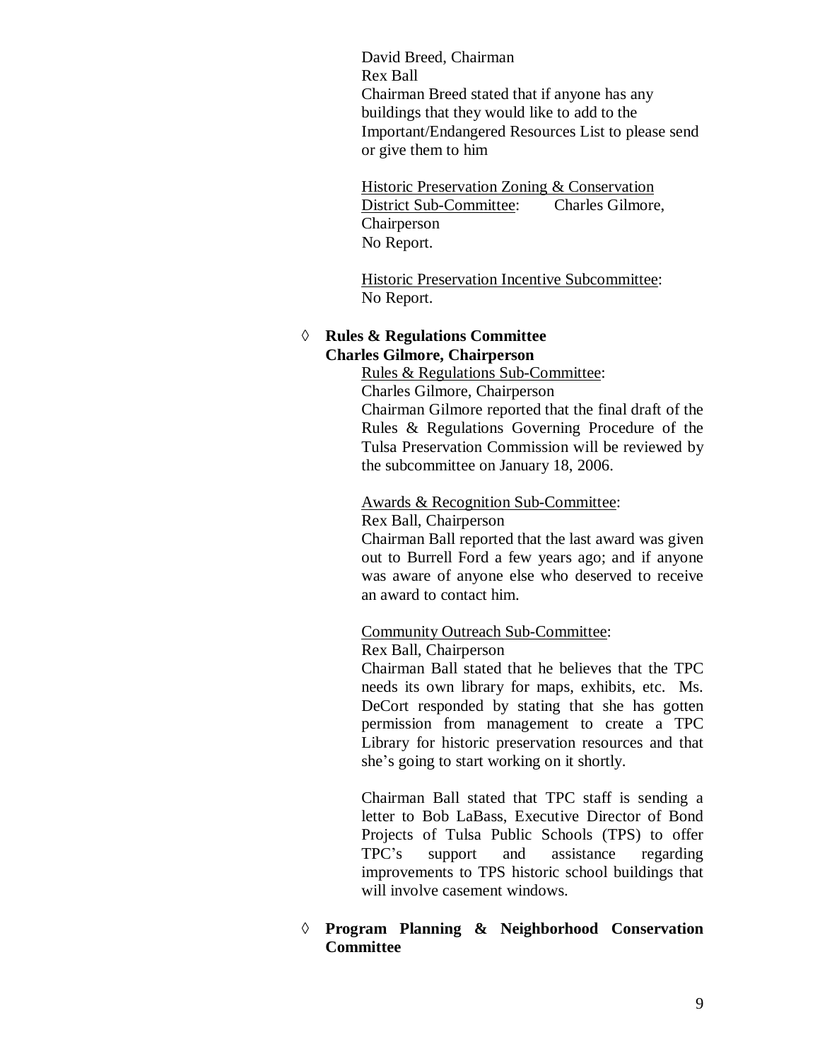David Breed, Chairman
Rex Ball
Chairman Breed stated that if anyone has any buildings that they would like to add to the Important/Endangered Resources List to please send or give them to him

Historic Preservation Zoning & Conservation District Sub-Committee: Charles Gilmore, Chairperson
No Report.

Historic Preservation Incentive Subcommittee:
No Report.

- **Rules & Regulations Committee**
  **Charles Gilmore, Chairperson**

  Rules & Regulations Sub-Committee:
  Charles Gilmore, Chairperson
  Chairman Gilmore reported that the final draft of the Rules & Regulations Governing Procedure of the Tulsa Preservation Commission will be reviewed by the subcommittee on January 18, 2006.

  Awards & Recognition Sub-Committee:
  Rex Ball, Chairperson
  Chairman Ball reported that the last award was given out to Burrell Ford a few years ago; and if anyone was aware of anyone else who deserved to receive an award to contact him.

  Community Outreach Sub-Committee:
  Rex Ball, Chairperson
  Chairman Ball stated that he believes that the TPC needs its own library for maps, exhibits, etc. Ms. DeCort responded by stating that she has gotten permission from management to create a TPC Library for historic preservation resources and that she's going to start working on it shortly.

  Chairman Ball stated that TPC staff is sending a letter to Bob LaBass, Executive Director of Bond Projects of Tulsa Public Schools (TPS) to offer TPC's support and assistance regarding improvements to TPS historic school buildings that will involve casement windows.

- **Program Planning & Neighborhood Conservation Committee**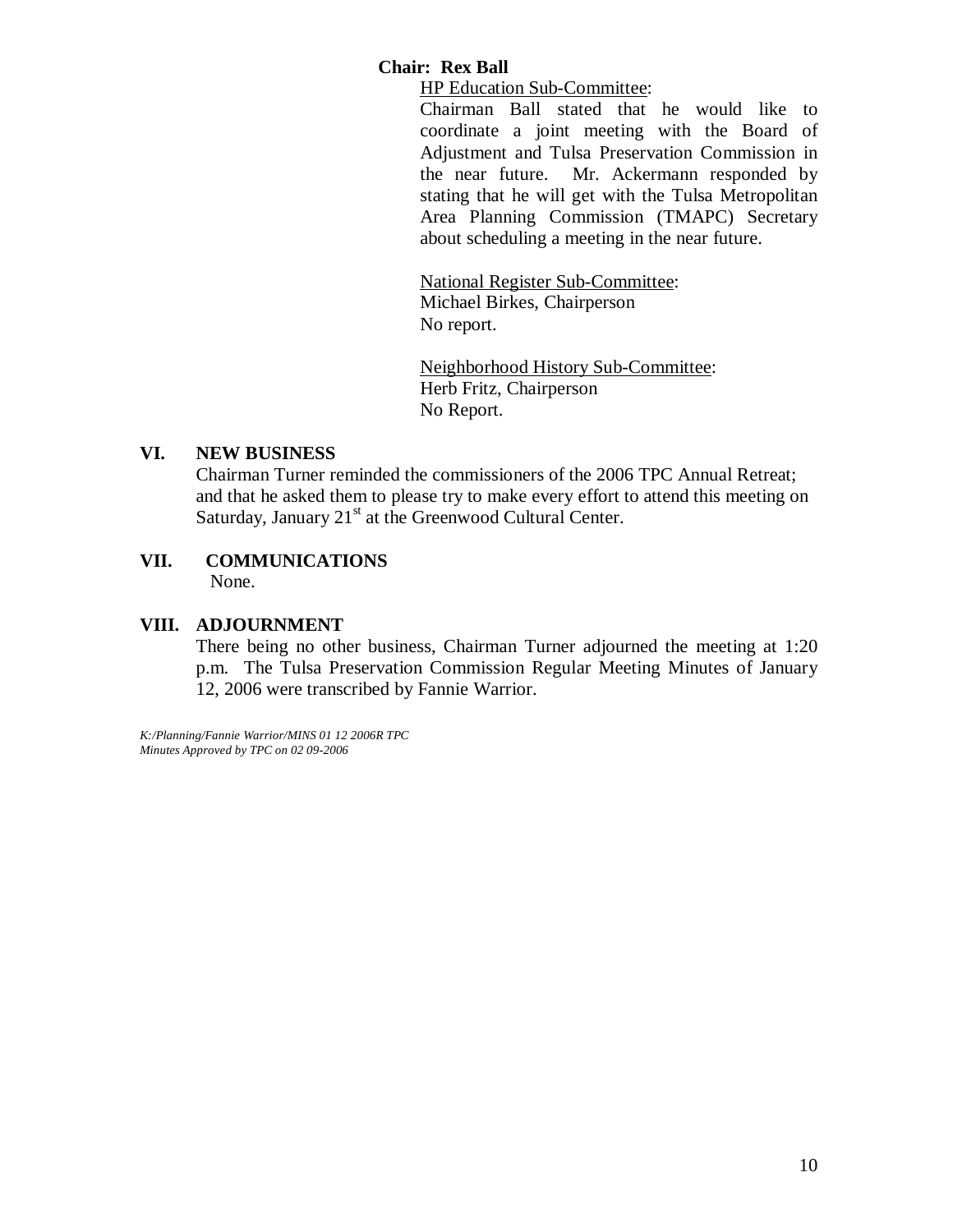**Chair: Rex Ball**

HP Education Sub-Committee:

Chairman Ball stated that he would like to coordinate a joint meeting with the Board of Adjustment and Tulsa Preservation Commission in the near future. Mr. Ackermann responded by stating that he will get with the Tulsa Metropolitan Area Planning Commission (TMAPC) Secretary about scheduling a meeting in the near future.

National Register Sub-Committee:
Michael Birkes, Chairperson
No report.

Neighborhood History Sub-Committee:
Herb Fritz, Chairperson
No Report.

## VI. NEW BUSINESS

Chairman Turner reminded the commissioners of the 2006 TPC Annual Retreat; and that he asked them to please try to make every effort to attend this meeting on Saturday, January 21st at the Greenwood Cultural Center.

## VII. COMMUNICATIONS

None.

## VIII. ADJOURNMENT

There being no other business, Chairman Turner adjourned the meeting at 1:20 p.m. The Tulsa Preservation Commission Regular Meeting Minutes of January 12, 2006 were transcribed by Fannie Warrior.

*K:/Planning/Fannie Warrior/MINS 01 12 2006R TPC*
*Minutes Approved by TPC on 02 09-2006*